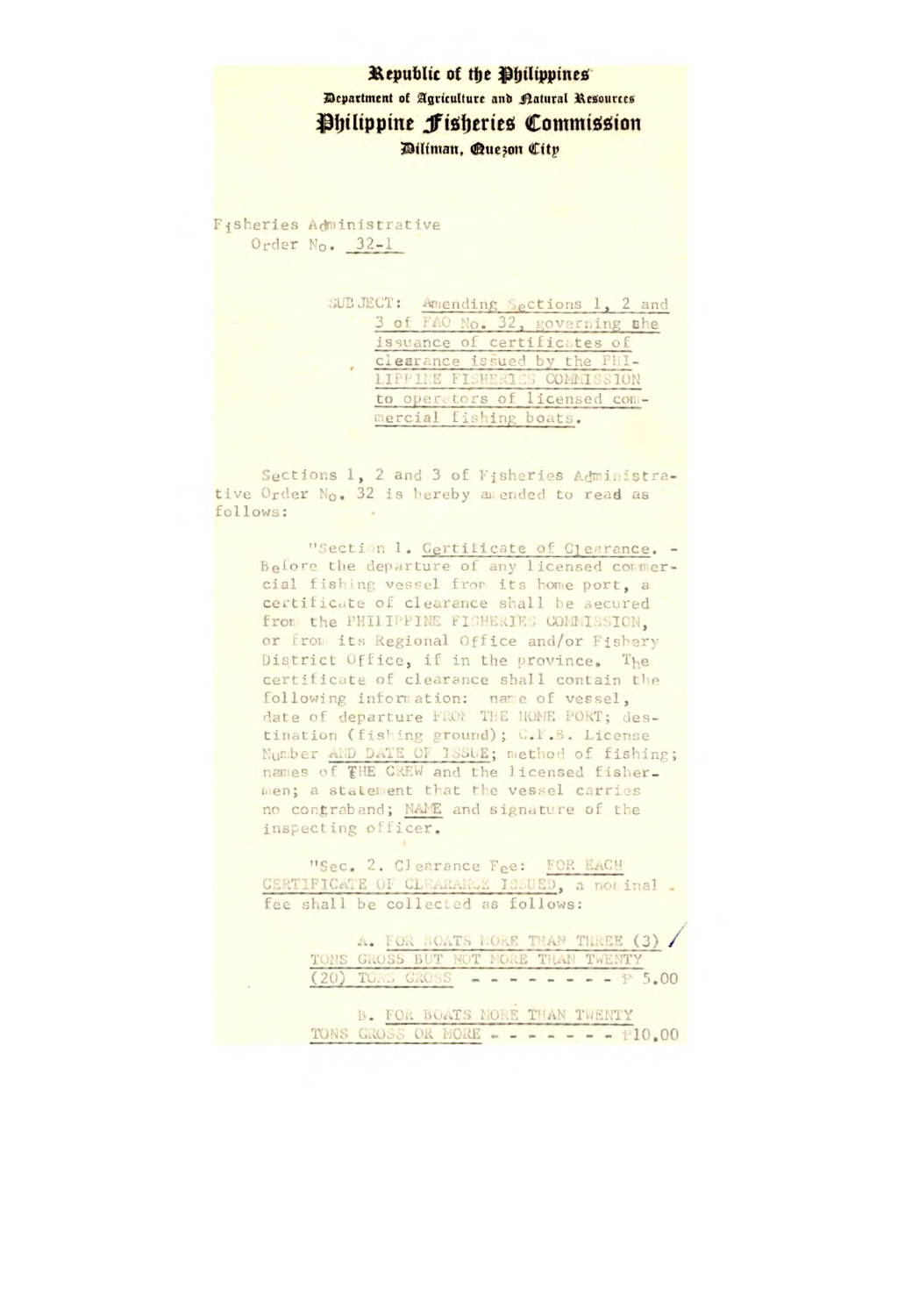**Republic of the Philippines**
**Department of Agriculture and Natural Resources**

# Philippine Fisheries Commission

**Diliman, Quezon City**

Fisheries Administrative
Order No. 32-1

SUBJECT: Amending Sections 1, 2 and 3 of FAO No. 32, governing the issuance of certificates of clearance issued by the PHILIPPINE FISHERIES COMMISSION to operators of licensed commercial fishing boats.

Sections 1, 2 and 3 of Fisheries Administrative Order No. 32 is hereby amended to read as follows:

"Section 1. Certificate of Clearance. - Before the departure of any licensed commercial fishing vessel from its home port, a certificate of clearance shall be secured from the PHILIPPINE FISHERIES COMMISSION, or from its Regional Office and/or Fishery District Office, if in the province. The certificate of clearance shall contain the following information: name of vessel, date of departure FROM THE HOME PORT; destination (fishing ground); C.F.B. License Number AND DATE OF ISSUE; method of fishing; names of THE CREW and the licensed fishermen; a statement that the vessel carries no contraband; NAME and signature of the inspecting officer.

"Sec. 2. Clearance Fee: FOR EACH CERTIFICATE OF CLEARANCE ISSUED, a nominal fee shall be collected as follows:

A. FOR BOATS MORE THAN THREE (3) TONS GROSS BUT NOT MORE THAN TWENTY (20) TONS GROSS - - - - - - - - - ₱ 5.00

B. FOR BOATS MORE THAN TWENTY TONS GROSS OR MORE - - - - - - - - ₱10.00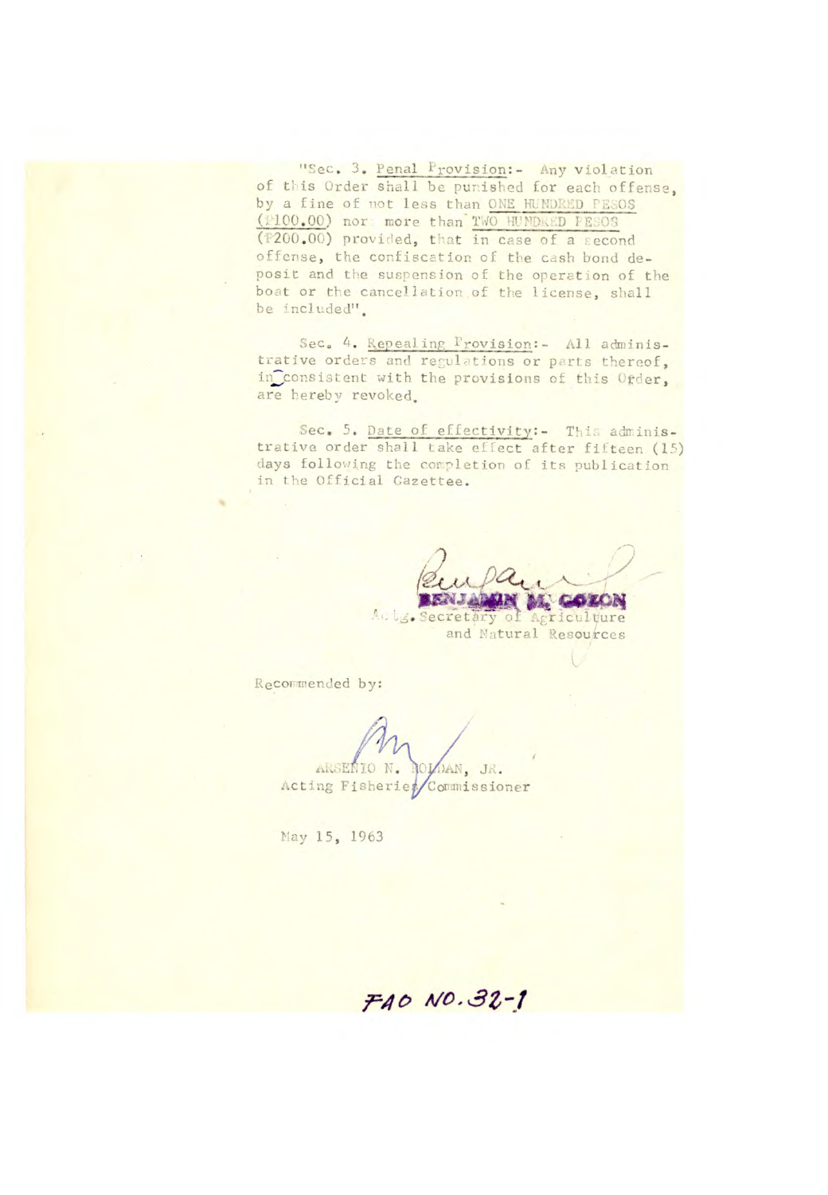"Sec. 3. Penal Provision:- Any violation of this Order shall be punished for each offense, by a fine of not less than ONE HUNDRED PESOS (₱100.00) nor more than TWO HUNDRED PESOS (₱200.00) provided, that in case of a second offense, the confiscation of the cash bond deposit and the suspension of the operation of the boat or the cancellation of the license, shall be included".

Sec. 4. Repealing Provision:- All administrative orders and regulations or parts thereof, inconsistent with the provisions of this Order, are hereby revoked.

Sec. 5. Date of effectivity:- This administrative order shall take effect after fifteen (15) days following the completion of its publication in the Official Gazettee.

BENJAMIN M. GOZON
Actg. Secretary of Agriculture
and Natural Resources

Recommended by:

ARSENIO N. ROLDAN, JR.
Acting Fisheries Commissioner

May 15, 1963

FAO NO. 32-1